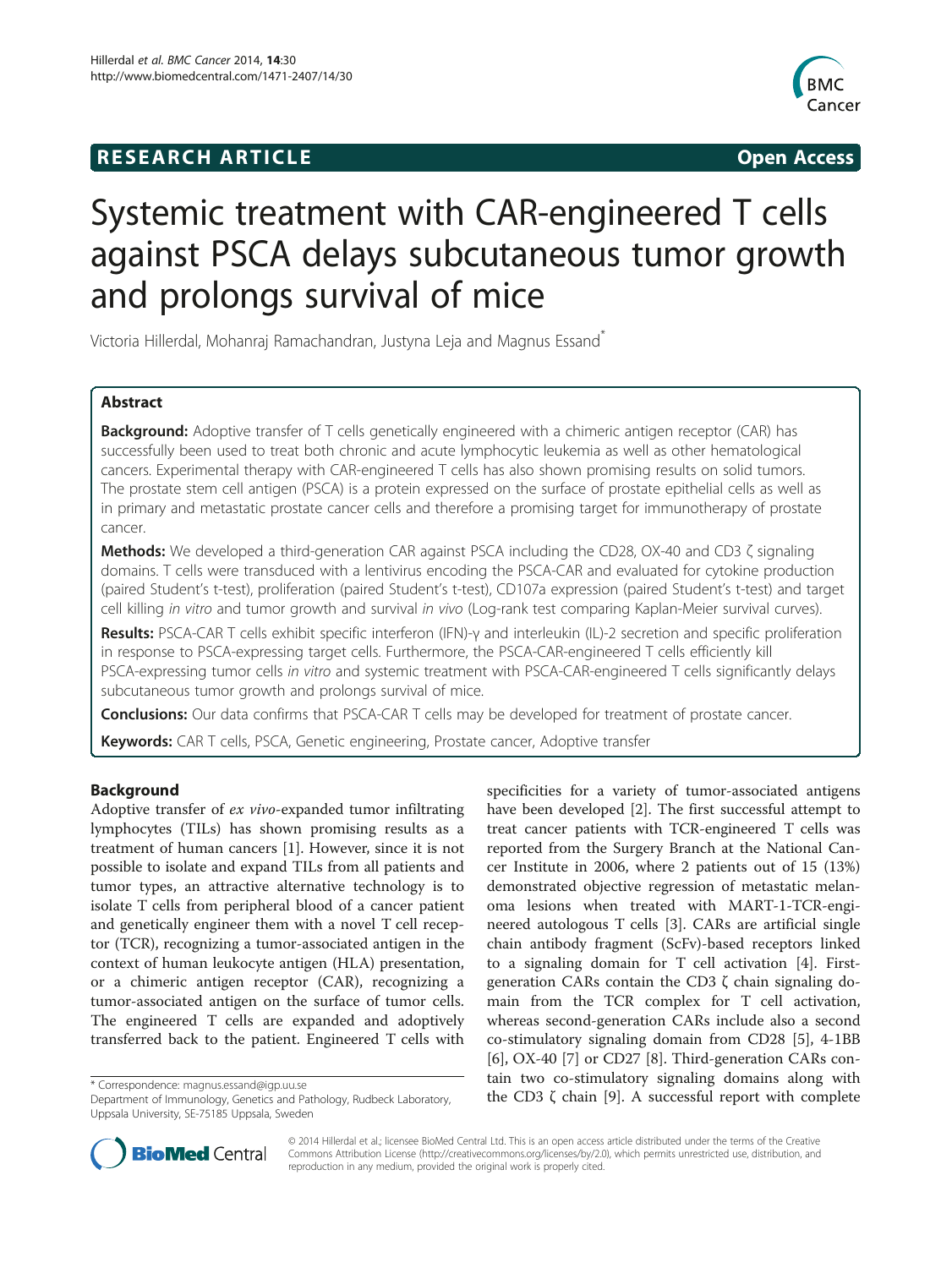**RESEARCH ARTICLE** **Open Access**

# Systemic treatment with CAR-engineered T cells against PSCA delays subcutaneous tumor growth and prolongs survival of mice

Victoria Hillerdal, Mohanraj Ramachandran, Justyna Leja and Magnus Essand*

## Abstract

**Background:** Adoptive transfer of T cells genetically engineered with a chimeric antigen receptor (CAR) has successfully been used to treat both chronic and acute lymphocytic leukemia as well as other hematological cancers. Experimental therapy with CAR-engineered T cells has also shown promising results on solid tumors. The prostate stem cell antigen (PSCA) is a protein expressed on the surface of prostate epithelial cells as well as in primary and metastatic prostate cancer cells and therefore a promising target for immunotherapy of prostate cancer.

**Methods:** We developed a third-generation CAR against PSCA including the CD28, OX-40 and CD3 ζ signaling domains. T cells were transduced with a lentivirus encoding the PSCA-CAR and evaluated for cytokine production (paired Student's t-test), proliferation (paired Student's t-test), CD107a expression (paired Student's t-test) and target cell killing *in vitro* and tumor growth and survival *in vivo* (Log-rank test comparing Kaplan-Meier survival curves).

**Results:** PSCA-CAR T cells exhibit specific interferon (IFN)-γ and interleukin (IL)-2 secretion and specific proliferation in response to PSCA-expressing target cells. Furthermore, the PSCA-CAR-engineered T cells efficiently kill PSCA-expressing tumor cells *in vitro* and systemic treatment with PSCA-CAR-engineered T cells significantly delays subcutaneous tumor growth and prolongs survival of mice.

**Conclusions:** Our data confirms that PSCA-CAR T cells may be developed for treatment of prostate cancer.

**Keywords:** CAR T cells, PSCA, Genetic engineering, Prostate cancer, Adoptive transfer

## Background

Adoptive transfer of *ex vivo*-expanded tumor infiltrating lymphocytes (TILs) has shown promising results as a treatment of human cancers [1]. However, since it is not possible to isolate and expand TILs from all patients and tumor types, an attractive alternative technology is to isolate T cells from peripheral blood of a cancer patient and genetically engineer them with a novel T cell receptor (TCR), recognizing a tumor-associated antigen in the context of human leukocyte antigen (HLA) presentation, or a chimeric antigen receptor (CAR), recognizing a tumor-associated antigen on the surface of tumor cells. The engineered T cells are expanded and adoptively transferred back to the patient. Engineered T cells with specificities for a variety of tumor-associated antigens have been developed [2]. The first successful attempt to treat cancer patients with TCR-engineered T cells was reported from the Surgery Branch at the National Cancer Institute in 2006, where 2 patients out of 15 (13%) demonstrated objective regression of metastatic melanoma lesions when treated with MART-1-TCR-engineered autologous T cells [3]. CARs are artificial single chain antibody fragment (ScFv)-based receptors linked to a signaling domain for T cell activation [4]. First-generation CARs contain the CD3 ζ chain signaling domain from the TCR complex for T cell activation, whereas second-generation CARs include also a second co-stimulatory signaling domain from CD28 [5], 4-1BB [6], OX-40 [7] or CD27 [8]. Third-generation CARs contain two co-stimulatory signaling domains along with the CD3 ζ chain [9]. A successful report with complete

\* Correspondence: magnus.essand@igp.uu.se
Department of Immunology, Genetics and Pathology, Rudbeck Laboratory, Uppsala University, SE-75185 Uppsala, Sweden

© 2014 Hillerdal et al.; licensee BioMed Central Ltd. This is an open access article distributed under the terms of the Creative Commons Attribution License (http://creativecommons.org/licenses/by/2.0), which permits unrestricted use, distribution, and reproduction in any medium, provided the original work is properly cited.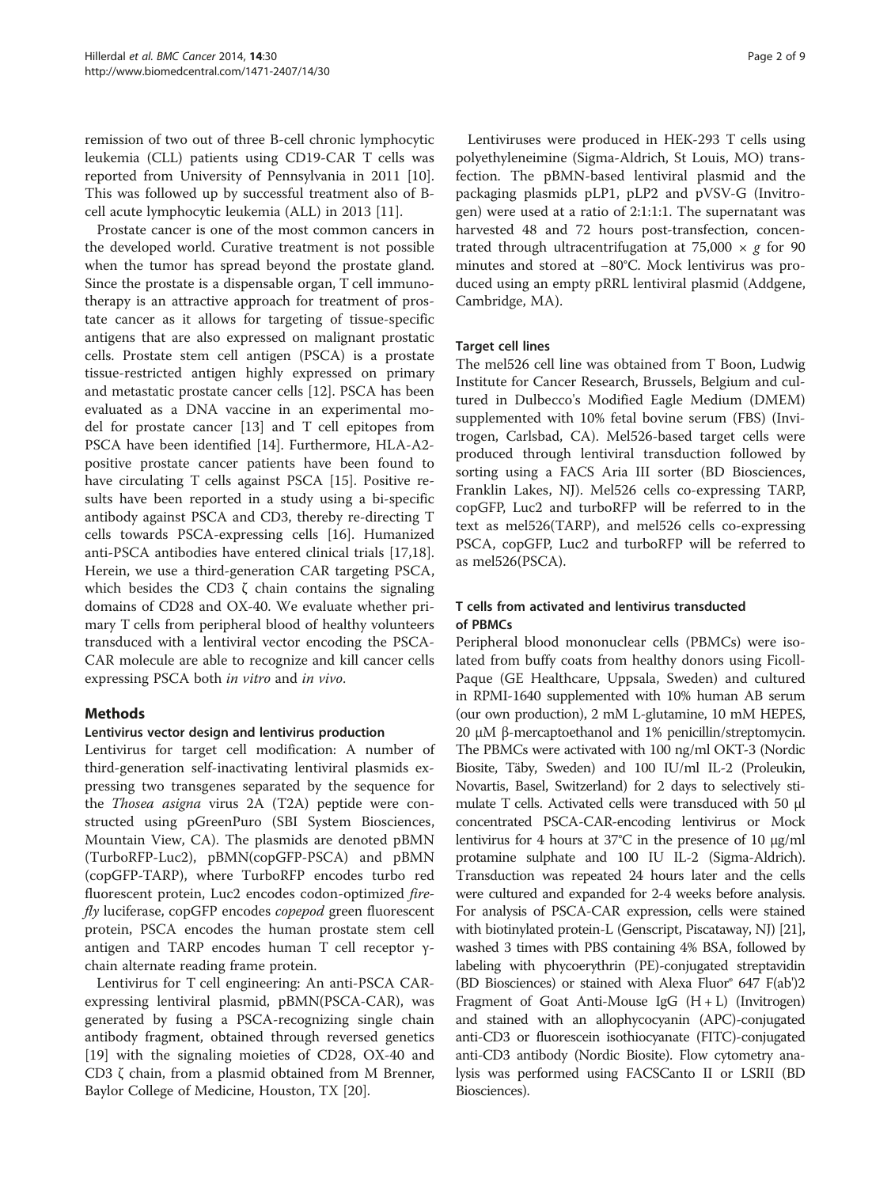remission of two out of three B-cell chronic lymphocytic leukemia (CLL) patients using CD19-CAR T cells was reported from University of Pennsylvania in 2011 [10]. This was followed up by successful treatment also of B-cell acute lymphocytic leukemia (ALL) in 2013 [11].

Prostate cancer is one of the most common cancers in the developed world. Curative treatment is not possible when the tumor has spread beyond the prostate gland. Since the prostate is a dispensable organ, T cell immunotherapy is an attractive approach for treatment of prostate cancer as it allows for targeting of tissue-specific antigens that are also expressed on malignant prostatic cells. Prostate stem cell antigen (PSCA) is a prostate tissue-restricted antigen highly expressed on primary and metastatic prostate cancer cells [12]. PSCA has been evaluated as a DNA vaccine in an experimental model for prostate cancer [13] and T cell epitopes from PSCA have been identified [14]. Furthermore, HLA-A2-positive prostate cancer patients have been found to have circulating T cells against PSCA [15]. Positive results have been reported in a study using a bi-specific antibody against PSCA and CD3, thereby re-directing T cells towards PSCA-expressing cells [16]. Humanized anti-PSCA antibodies have entered clinical trials [17,18]. Herein, we use a third-generation CAR targeting PSCA, which besides the CD3 ζ chain contains the signaling domains of CD28 and OX-40. We evaluate whether primary T cells from peripheral blood of healthy volunteers transduced with a lentiviral vector encoding the PSCA-CAR molecule are able to recognize and kill cancer cells expressing PSCA both *in vitro* and *in vivo*.

## Methods

### Lentivirus vector design and lentivirus production

Lentivirus for target cell modification: A number of third-generation self-inactivating lentiviral plasmids expressing two transgenes separated by the sequence for the *Thosea asigna* virus 2A (T2A) peptide were constructed using pGreenPuro (SBI System Biosciences, Mountain View, CA). The plasmids are denoted pBMN (TurboRFP-Luc2), pBMN(copGFP-PSCA) and pBMN (copGFP-TARP), where TurboRFP encodes turbo red fluorescent protein, Luc2 encodes codon-optimized *firefly* luciferase, copGFP encodes *copepod* green fluorescent protein, PSCA encodes the human prostate stem cell antigen and TARP encodes human T cell receptor γ-chain alternate reading frame protein.

Lentivirus for T cell engineering: An anti-PSCA CAR-expressing lentiviral plasmid, pBMN(PSCA-CAR), was generated by fusing a PSCA-recognizing single chain antibody fragment, obtained through reversed genetics [19] with the signaling moieties of CD28, OX-40 and CD3 ζ chain, from a plasmid obtained from M Brenner, Baylor College of Medicine, Houston, TX [20].

Lentiviruses were produced in HEK-293 T cells using polyethyleneimine (Sigma-Aldrich, St Louis, MO) transfection. The pBMN-based lentiviral plasmid and the packaging plasmids pLP1, pLP2 and pVSV-G (Invitrogen) were used at a ratio of 2:1:1:1. The supernatant was harvested 48 and 72 hours post-transfection, concentrated through ultracentrifugation at 75,000 × *g* for 90 minutes and stored at −80°C. Mock lentivirus was produced using an empty pRRL lentiviral plasmid (Addgene, Cambridge, MA).

### Target cell lines

The mel526 cell line was obtained from T Boon, Ludwig Institute for Cancer Research, Brussels, Belgium and cultured in Dulbecco's Modified Eagle Medium (DMEM) supplemented with 10% fetal bovine serum (FBS) (Invitrogen, Carlsbad, CA). Mel526-based target cells were produced through lentiviral transduction followed by sorting using a FACS Aria III sorter (BD Biosciences, Franklin Lakes, NJ). Mel526 cells co-expressing TARP, copGFP, Luc2 and turboRFP will be referred to in the text as mel526(TARP), and mel526 cells co-expressing PSCA, copGFP, Luc2 and turboRFP will be referred to as mel526(PSCA).

### T cells from activated and lentivirus transducted of PBMCs

Peripheral blood mononuclear cells (PBMCs) were isolated from buffy coats from healthy donors using Ficoll-Paque (GE Healthcare, Uppsala, Sweden) and cultured in RPMI-1640 supplemented with 10% human AB serum (our own production), 2 mM L-glutamine, 10 mM HEPES, 20 μM β-mercaptoethanol and 1% penicillin/streptomycin. The PBMCs were activated with 100 ng/ml OKT-3 (Nordic Biosite, Täby, Sweden) and 100 IU/ml IL-2 (Proleukin, Novartis, Basel, Switzerland) for 2 days to selectively stimulate T cells. Activated cells were transduced with 50 μl concentrated PSCA-CAR-encoding lentivirus or Mock lentivirus for 4 hours at 37°C in the presence of 10 μg/ml protamine sulphate and 100 IU IL-2 (Sigma-Aldrich). Transduction was repeated 24 hours later and the cells were cultured and expanded for 2-4 weeks before analysis. For analysis of PSCA-CAR expression, cells were stained with biotinylated protein-L (Genscript, Piscataway, NJ) [21], washed 3 times with PBS containing 4% BSA, followed by labeling with phycoerythrin (PE)-conjugated streptavidin (BD Biosciences) or stained with Alexa Fluor® 647 F(ab')2 Fragment of Goat Anti-Mouse IgG (H + L) (Invitrogen) and stained with an allophycocyanin (APC)-conjugated anti-CD3 or fluorescein isothiocyanate (FITC)-conjugated anti-CD3 antibody (Nordic Biosite). Flow cytometry analysis was performed using FACSCanto II or LSRII (BD Biosciences).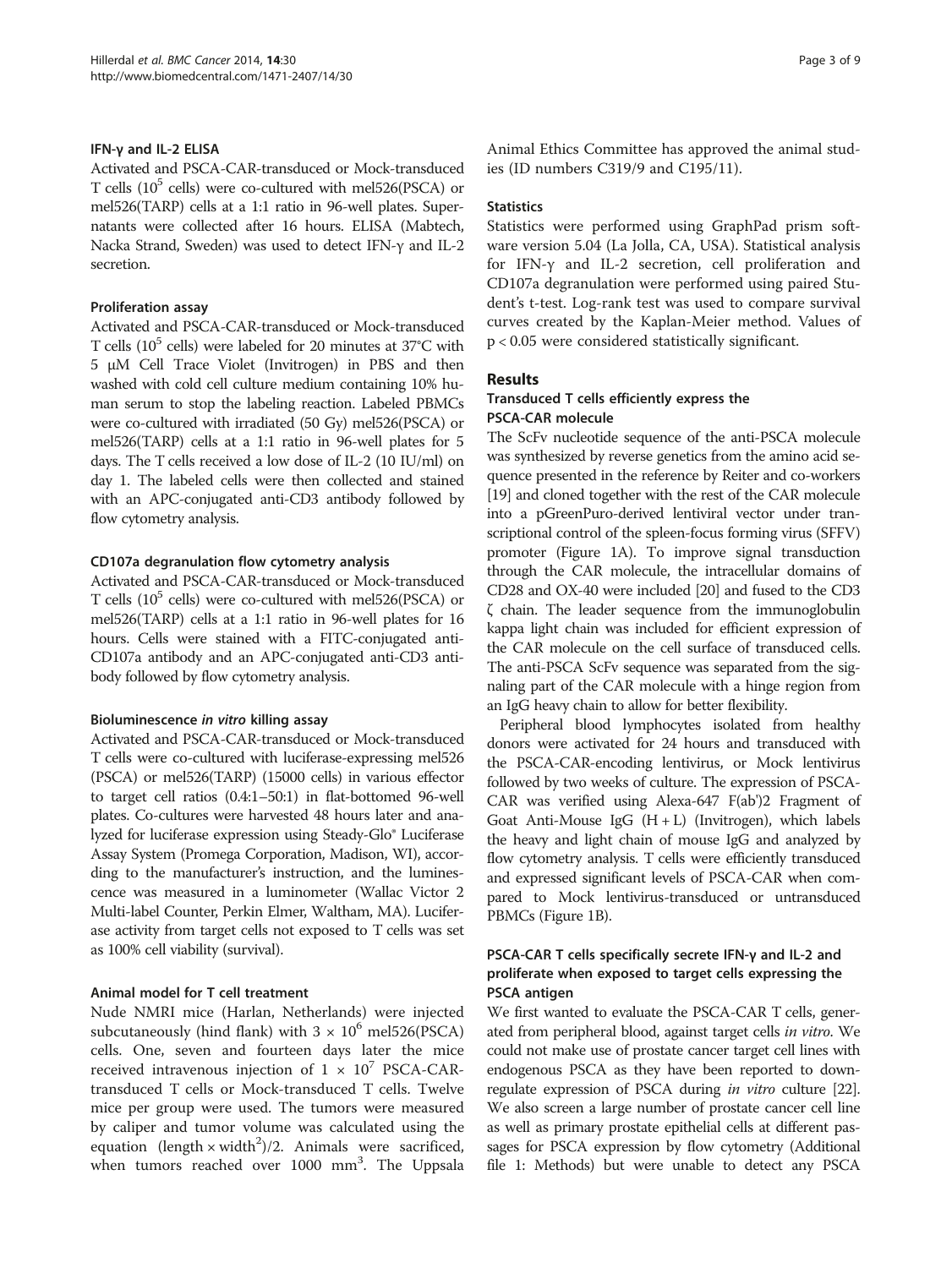#### IFN-γ and IL-2 ELISA

Activated and PSCA-CAR-transduced or Mock-transduced T cells ($10^5$ cells) were co-cultured with mel526(PSCA) or mel526(TARP) cells at a 1:1 ratio in 96-well plates. Supernatants were collected after 16 hours. ELISA (Mabtech, Nacka Strand, Sweden) was used to detect IFN-γ and IL-2 secretion.

#### Proliferation assay

Activated and PSCA-CAR-transduced or Mock-transduced T cells ($10^5$ cells) were labeled for 20 minutes at 37°C with 5 μM Cell Trace Violet (Invitrogen) in PBS and then washed with cold cell culture medium containing 10% human serum to stop the labeling reaction. Labeled PBMCs were co-cultured with irradiated (50 Gy) mel526(PSCA) or mel526(TARP) cells at a 1:1 ratio in 96-well plates for 5 days. The T cells received a low dose of IL-2 (10 IU/ml) on day 1. The labeled cells were then collected and stained with an APC-conjugated anti-CD3 antibody followed by flow cytometry analysis.

#### CD107a degranulation flow cytometry analysis

Activated and PSCA-CAR-transduced or Mock-transduced T cells ($10^5$ cells) were co-cultured with mel526(PSCA) or mel526(TARP) cells at a 1:1 ratio in 96-well plates for 16 hours. Cells were stained with a FITC-conjugated anti-CD107a antibody and an APC-conjugated anti-CD3 antibody followed by flow cytometry analysis.

#### Bioluminescence *in vitro* killing assay

Activated and PSCA-CAR-transduced or Mock-transduced T cells were co-cultured with luciferase-expressing mel526 (PSCA) or mel526(TARP) (15000 cells) in various effector to target cell ratios (0.4:1–50:1) in flat-bottomed 96-well plates. Co-cultures were harvested 48 hours later and analyzed for luciferase expression using Steady-Glo® Luciferase Assay System (Promega Corporation, Madison, WI), according to the manufacturer's instruction, and the luminescence was measured in a luminometer (Wallac Victor 2 Multi-label Counter, Perkin Elmer, Waltham, MA). Luciferase activity from target cells not exposed to T cells was set as 100% cell viability (survival).

#### Animal model for T cell treatment

Nude NMRI mice (Harlan, Netherlands) were injected subcutaneously (hind flank) with $3 \times 10^6$ mel526(PSCA) cells. One, seven and fourteen days later the mice received intravenous injection of $1 \times 10^7$ PSCA-CAR-transduced T cells or Mock-transduced T cells. Twelve mice per group were used. The tumors were measured by caliper and tumor volume was calculated using the equation $(\text{length} \times \text{width}^2)/2$. Animals were sacrificed, when tumors reached over 1000 $mm^3$. The Uppsala Animal Ethics Committee has approved the animal studies (ID numbers C319/9 and C195/11).

#### Statistics

Statistics were performed using GraphPad prism software version 5.04 (La Jolla, CA, USA). Statistical analysis for IFN-γ and IL-2 secretion, cell proliferation and CD107a degranulation were performed using paired Student's t-test. Log-rank test was used to compare survival curves created by the Kaplan-Meier method. Values of $p < 0.05$ were considered statistically significant.

## Results

### Transduced T cells efficiently express the PSCA-CAR molecule

The ScFv nucleotide sequence of the anti-PSCA molecule was synthesized by reverse genetics from the amino acid sequence presented in the reference by Reiter and co-workers [19] and cloned together with the rest of the CAR molecule into a pGreenPuro-derived lentiviral vector under transcriptional control of the spleen-focus forming virus (SFFV) promoter (Figure 1A). To improve signal transduction through the CAR molecule, the intracellular domains of CD28 and OX-40 were included [20] and fused to the CD3 ζ chain. The leader sequence from the immunoglobulin kappa light chain was included for efficient expression of the CAR molecule on the cell surface of transduced cells. The anti-PSCA ScFv sequence was separated from the signaling part of the CAR molecule with a hinge region from an IgG heavy chain to allow for better flexibility.

Peripheral blood lymphocytes isolated from healthy donors were activated for 24 hours and transduced with the PSCA-CAR-encoding lentivirus, or Mock lentivirus followed by two weeks of culture. The expression of PSCA-CAR was verified using Alexa-647 F(ab')2 Fragment of Goat Anti-Mouse IgG (H + L) (Invitrogen), which labels the heavy and light chain of mouse IgG and analyzed by flow cytometry analysis. T cells were efficiently transduced and expressed significant levels of PSCA-CAR when compared to Mock lentivirus-transduced or untransduced PBMCs (Figure 1B).

### PSCA-CAR T cells specifically secrete IFN-γ and IL-2 and proliferate when exposed to target cells expressing the PSCA antigen

We first wanted to evaluate the PSCA-CAR T cells, generated from peripheral blood, against target cells *in vitro*. We could not make use of prostate cancer target cell lines with endogenous PSCA as they have been reported to downregulate expression of PSCA during *in vitro* culture [22]. We also screen a large number of prostate cancer cell line as well as primary prostate epithelial cells at different passages for PSCA expression by flow cytometry (Additional file 1: Methods) but were unable to detect any PSCA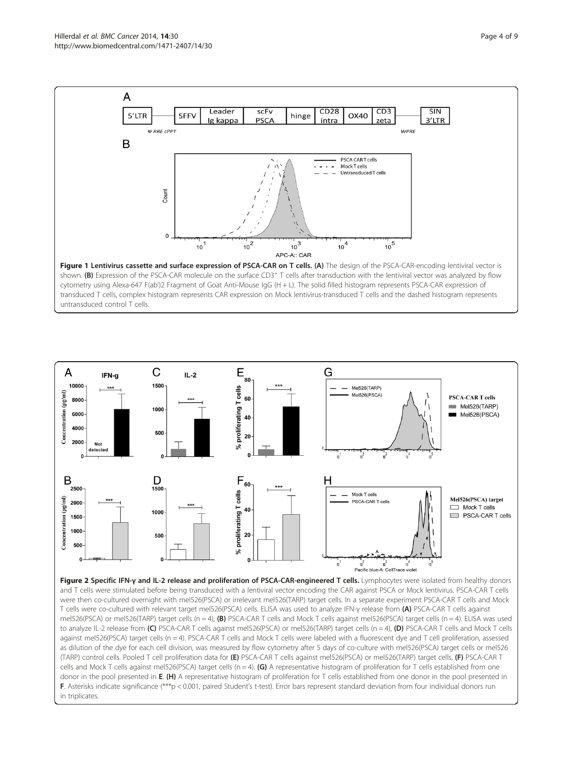**Figure 1 Lentivirus cassette and surface expression of PSCA-CAR on T cells. (A)** The design of the PSCA-CAR-encoding lentiviral vector is shown. **(B)** Expression of the PSCA-CAR molecule on the surface CD3+ T cells after transduction with the lentiviral vector was analyzed by flow cytometry using Alexa-647 F(ab')2 Fragment of Goat Anti-Mouse IgG (H + L). The solid filled histogram represents PSCA-CAR expression of transduced T cells, complex histogram represents CAR expression on Mock lentivirus-transduced T cells and the dashed histogram represents untransduced control T cells.

**Figure 2 Specific IFN-γ and IL-2 release and proliferation of PSCA-CAR-engineered T cells.** Lymphocytes were isolated from healthy donors and T cells were stimulated before being transduced with a lentiviral vector encoding the CAR against PSCA or Mock lentivirus. PSCA-CAR T cells were then co-cultured overnight with mel526(PSCA) or irrelevant mel526(TARP) target cells. In a separate experiment PSCA-CAR T cells and Mock T cells were co-cultured with relevant target mel526(PSCA) cells. ELISA was used to analyze IFN-γ release from **(A)** PSCA-CAR T cells against mel526(PSCA) or mel526(TARP) target cells (n = 4), **(B)** PSCA-CAR T cells and Mock T cells against mel526(PSCA) target cells (n = 4). ELISA was used to analyze IL-2 release from **(C)** PSCA-CAR T cells against mel526(PSCA) or mel526(TARP) target cells (n = 4), **(D)** PSCA-CAR T cells and Mock T cells against mel526(PSCA) target cells (n = 4). PSCA-CAR T cells and Mock T cells were labeled with a fluorescent dye and T cell proliferation, assessed as dilution of the dye for each cell division, was measured by flow cytometry after 5 days of co-culture with mel526(PSCA) target cells or mel526 (TARP) control cells. Pooled T cell proliferation data for **(E)** PSCA-CAR T cells against mel526(PSCA) or mel526(TARP) target cells, **(F)** PSCA-CAR T cells and Mock T cells against mel526(PSCA) target cells (n = 4). **(G)** A representative histogram of proliferation for T cells established from one donor in the pool presented in **E**. **(H)** A representative histogram of proliferation for T cells established from one donor in the pool presented in **F**. Asterisks indicate significance (***$p < 0.001$, paired Student's t-test). Error bars represent standard deviation from four individual donors run in triplicates.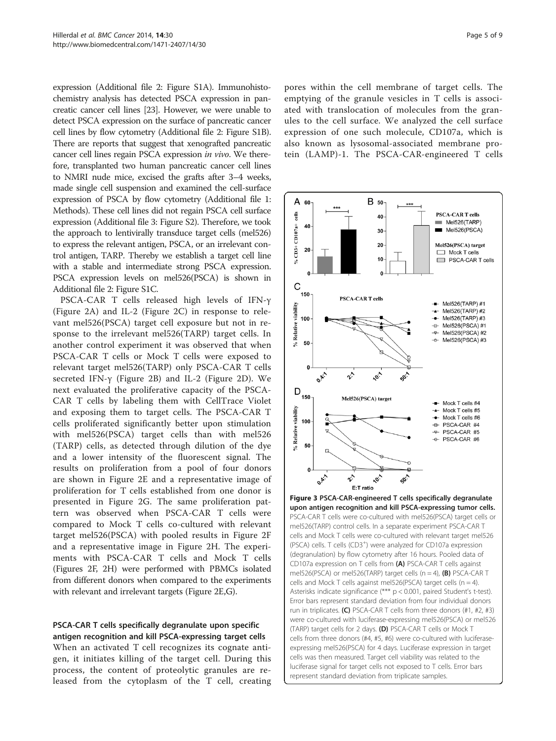expression (Additional file 2: Figure S1A). Immunohistochemistry analysis has detected PSCA expression in pancreatic cancer cell lines [23]. However, we were unable to detect PSCA expression on the surface of pancreatic cancer cell lines by flow cytometry (Additional file 2: Figure S1B). There are reports that suggest that xenografted pancreatic cancer cell lines regain PSCA expression *in vivo*. We therefore, transplanted two human pancreatic cancer cell lines to NMRI nude mice, excised the grafts after 3–4 weeks, made single cell suspension and examined the cell-surface expression of PSCA by flow cytometry (Additional file 1: Methods). These cell lines did not regain PSCA cell surface expression (Additional file 3: Figure S2). Therefore, we took the approach to lentivirally transduce target cells (mel526) to express the relevant antigen, PSCA, or an irrelevant control antigen, TARP. Thereby we establish a target cell line with a stable and intermediate strong PSCA expression. PSCA expression levels on mel526(PSCA) is shown in Additional file 2: Figure S1C.

PSCA-CAR T cells released high levels of IFN-γ (Figure 2A) and IL-2 (Figure 2C) in response to relevant mel526(PSCA) target cell exposure but not in response to the irrelevant mel526(TARP) target cells. In another control experiment it was observed that when PSCA-CAR T cells or Mock T cells were exposed to relevant target mel526(TARP) only PSCA-CAR T cells secreted IFN-γ (Figure 2B) and IL-2 (Figure 2D). We next evaluated the proliferative capacity of the PSCA-CAR T cells by labeling them with CellTrace Violet and exposing them to target cells. The PSCA-CAR T cells proliferated significantly better upon stimulation with mel526(PSCA) target cells than with mel526 (TARP) cells, as detected through dilution of the dye and a lower intensity of the fluorescent signal. The results on proliferation from a pool of four donors are shown in Figure 2E and a representative image of proliferation for T cells established from one donor is presented in Figure 2G. The same proliferation pattern was observed when PSCA-CAR T cells were compared to Mock T cells co-cultured with relevant target mel526(PSCA) with pooled results in Figure 2F and a representative image in Figure 2H. The experiments with PSCA-CAR T cells and Mock T cells (Figures 2F, 2H) were performed with PBMCs isolated from different donors when compared to the experiments with relevant and irrelevant targets (Figure 2E,G).

### PSCA-CAR T cells specifically degranulate upon specific antigen recognition and kill PSCA-expressing target cells

When an activated T cell recognizes its cognate antigen, it initiates killing of the target cell. During this process, the content of proteolytic granules are released from the cytoplasm of the T cell, creating pores within the cell membrane of target cells. The emptying of the granule vesicles in T cells is associated with translocation of molecules from the granules to the cell surface. We analyzed the cell surface expression of one such molecule, CD107a, which is also known as lysosomal-associated membrane protein (LAMP)-1. The PSCA-CAR-engineered T cells

**Figure 3 PSCA-CAR-engineered T cells specifically degranulate upon antigen recognition and kill PSCA-expressing tumor cells.** PSCA-CAR T cells were co-cultured with mel526(PSCA) target cells or mel526(TARP) control cells. In a separate experiment PSCA-CAR T cells and Mock T cells were co-cultured with relevant target mel526 (PSCA) cells. T cells ($CD3^+$) were analyzed for CD107a expression (degranulation) by flow cytometry after 16 hours. Pooled data of CD107a expression on T cells from **(A)** PSCA-CAR T cells against mel526(PSCA) or mel526(TARP) target cells (n = 4), **(B)** PSCA-CAR T cells and Mock T cells against mel526(PSCA) target cells (n = 4). Asterisks indicate significance (*** $p < 0.001$, paired Student's t-test). Error bars represent standard deviation from four individual donors run in triplicates. **(C)** PSCA-CAR T cells from three donors (#1, #2, #3) were co-cultured with luciferase-expressing mel526(PSCA) or mel526 (TARP) target cells for 2 days. **(D)** PSCA-CAR T cells or Mock T cells from three donors (#4, #5, #6) were co-cultured with luciferase-expressing mel526(PSCA) for 4 days. Luciferase expression in target cells was then measured. Target cell viability was related to the luciferase signal for target cells not exposed to T cells. Error bars represent standard deviation from triplicate samples.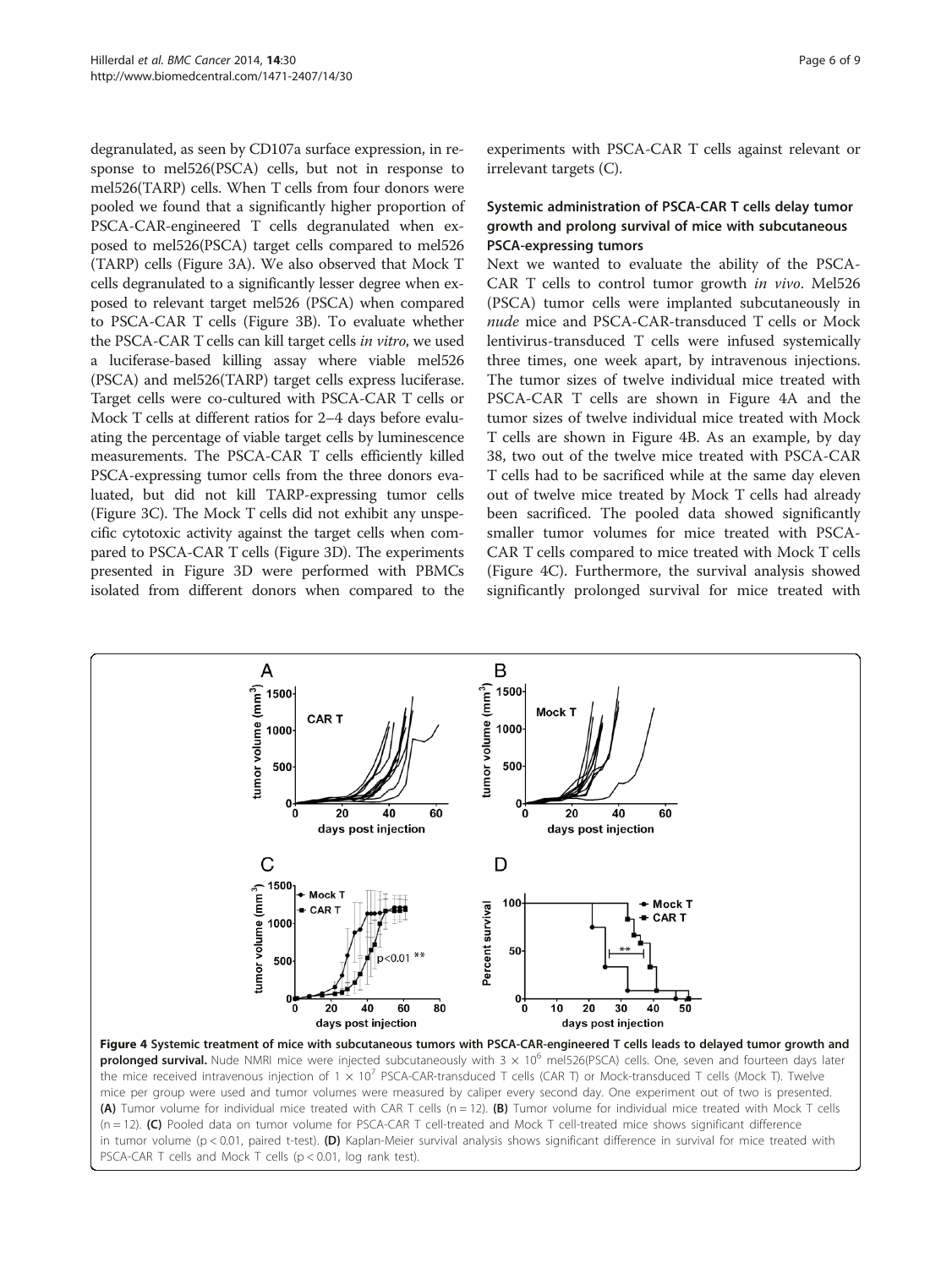degranulated, as seen by CD107a surface expression, in response to mel526(PSCA) cells, but not in response to mel526(TARP) cells. When T cells from four donors were pooled we found that a significantly higher proportion of PSCA-CAR-engineered T cells degranulated when exposed to mel526(PSCA) target cells compared to mel526 (TARP) cells (Figure 3B). We also observed that Mock T cells degranulated to a significantly lesser degree when exposed to relevant target mel526 (PSCA) when compared to PSCA-CAR T cells (Figure 3B). To evaluate whether the PSCA-CAR T cells can kill target cells *in vitro*, we used a luciferase-based killing assay where viable mel526 (PSCA) and mel526(TARP) target cells express luciferase. Target cells were co-cultured with PSCA-CAR T cells or Mock T cells at different ratios for 2–4 days before evaluating the percentage of viable target cells by luminescence measurements. The PSCA-CAR T cells efficiently killed PSCA-expressing tumor cells from the three donors evaluated, but did not kill TARP-expressing tumor cells (Figure 3C). The Mock T cells did not exhibit any unspecific cytotoxic activity against the target cells when compared to PSCA-CAR T cells (Figure 3D). The experiments presented in Figure 3D were performed with PBMCs isolated from different donors when compared to the experiments with PSCA-CAR T cells against relevant or irrelevant targets (C).

### Systemic administration of PSCA-CAR T cells delay tumor growth and prolong survival of mice with subcutaneous PSCA-expressing tumors

Next we wanted to evaluate the ability of the PSCA-CAR T cells to control tumor growth *in vivo*. Mel526 (PSCA) tumor cells were implanted subcutaneously in *nude* mice and PSCA-CAR-transduced T cells or Mock lentivirus-transduced T cells were infused systemically three times, one week apart, by intravenous injections. The tumor sizes of twelve individual mice treated with PSCA-CAR T cells are shown in Figure 4A and the tumor sizes of twelve individual mice treated with Mock T cells are shown in Figure 4B. As an example, by day 38, two out of the twelve mice treated with PSCA-CAR T cells had to be sacrificed while at the same day eleven out of twelve mice treated by Mock T cells had already been sacrificed. The pooled data showed significantly smaller tumor volumes for mice treated with PSCA-CAR T cells compared to mice treated with Mock T cells (Figure 4C). Furthermore, the survival analysis showed significantly prolonged survival for mice treated with

**Figure 4 Systemic treatment of mice with subcutaneous tumors with PSCA-CAR-engineered T cells leads to delayed tumor growth and prolonged survival.** Nude NMRI mice were injected subcutaneously with $3 \times 10^6$ mel526(PSCA) cells. One, seven and fourteen days later the mice received intravenous injection of $1 \times 10^7$ PSCA-CAR-transduced T cells (CAR T) or Mock-transduced T cells (Mock T). Twelve mice per group were used and tumor volumes were measured by caliper every second day. One experiment out of two is presented. **(A)** Tumor volume for individual mice treated with CAR T cells (n = 12). **(B)** Tumor volume for individual mice treated with Mock T cells (n = 12). **(C)** Pooled data on tumor volume for PSCA-CAR T cell-treated and Mock T cell-treated mice shows significant difference in tumor volume ($p < 0.01$, paired t-test). **(D)** Kaplan-Meier survival analysis shows significant difference in survival for mice treated with PSCA-CAR T cells and Mock T cells ($p < 0.01$, log rank test).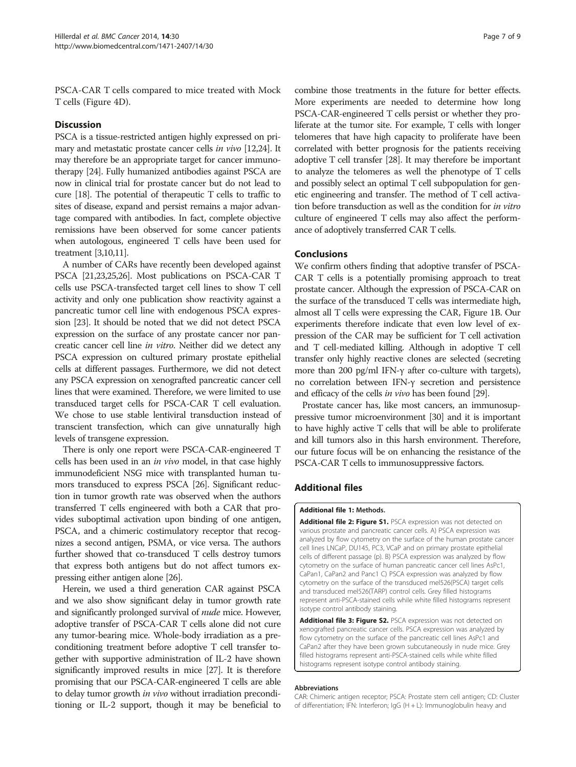PSCA-CAR T cells compared to mice treated with Mock T cells (Figure 4D).

## Discussion

PSCA is a tissue-restricted antigen highly expressed on primary and metastatic prostate cancer cells *in vivo* [12,24]. It may therefore be an appropriate target for cancer immunotherapy [24]. Fully humanized antibodies against PSCA are now in clinical trial for prostate cancer but do not lead to cure [18]. The potential of therapeutic T cells to traffic to sites of disease, expand and persist remains a major advantage compared with antibodies. In fact, complete objective remissions have been observed for some cancer patients when autologous, engineered T cells have been used for treatment [3,10,11].

A number of CARs have recently been developed against PSCA [21,23,25,26]. Most publications on PSCA-CAR T cells use PSCA-transfected target cell lines to show T cell activity and only one publication show reactivity against a pancreatic tumor cell line with endogenous PSCA expression [23]. It should be noted that we did not detect PSCA expression on the surface of any prostate cancer nor pancreatic cancer cell line *in vitro*. Neither did we detect any PSCA expression on cultured primary prostate epithelial cells at different passages. Furthermore, we did not detect any PSCA expression on xenografted pancreatic cancer cell lines that were examined. Therefore, we were limited to use transduced target cells for PSCA-CAR T cell evaluation. We chose to use stable lentiviral transduction instead of transcient transfection, which can give unnaturally high levels of transgene expression.

There is only one report were PSCA-CAR-engineered T cells has been used in an *in vivo* model, in that case highly immunodeficient NSG mice with transplanted human tumors transduced to express PSCA [26]. Significant reduction in tumor growth rate was observed when the authors transferred T cells engineered with both a CAR that provides suboptimal activation upon binding of one antigen, PSCA, and a chimeric costimulatory receptor that recognizes a second antigen, PSMA, or vice versa. The authors further showed that co-transduced T cells destroy tumors that express both antigens but do not affect tumors expressing either antigen alone [26].

Herein, we used a third generation CAR against PSCA and we also show significant delay in tumor growth rate and significantly prolonged survival of *nude* mice. However, adoptive transfer of PSCA-CAR T cells alone did not cure any tumor-bearing mice. Whole-body irradiation as a preconditioning treatment before adoptive T cell transfer together with supportive administration of IL-2 have shown significantly improved results in mice [27]. It is therefore promising that our PSCA-CAR-engineered T cells are able to delay tumor growth *in vivo* without irradiation preconditioning or IL-2 support, though it may be beneficial to combine those treatments in the future for better effects. More experiments are needed to determine how long PSCA-CAR-engineered T cells persist or whether they proliferate at the tumor site. For example, T cells with longer telomeres that have high capacity to proliferate have been correlated with better prognosis for the patients receiving adoptive T cell transfer [28]. It may therefore be important to analyze the telomeres as well the phenotype of T cells and possibly select an optimal T cell subpopulation for genetic engineering and transfer. The method of T cell activation before transduction as well as the condition for *in vitro* culture of engineered T cells may also affect the performance of adoptively transferred CAR T cells.

## Conclusions

We confirm others finding that adoptive transfer of PSCA-CAR T cells is a potentially promising approach to treat prostate cancer. Although the expression of PSCA-CAR on the surface of the transduced T cells was intermediate high, almost all T cells were expressing the CAR, Figure 1B. Our experiments therefore indicate that even low level of expression of the CAR may be sufficient for T cell activation and T cell-mediated killing. Although in adoptive T cell transfer only highly reactive clones are selected (secreting more than 200 pg/ml IFN-γ after co-culture with targets), no correlation between IFN-γ secretion and persistence and efficacy of the cells *in vivo* has been found [29].

Prostate cancer has, like most cancers, an immunosuppressive tumor microenvironment [30] and it is important to have highly active T cells that will be able to proliferate and kill tumors also in this harsh environment. Therefore, our future focus will be on enhancing the resistance of the PSCA-CAR T cells to immunosuppressive factors.

## Additional files

**Additional file 1: Methods.**

**Additional file 2: Figure S1.** PSCA expression was not detected on various prostate and pancreatic cancer cells. A) PSCA expression was analyzed by flow cytometry on the surface of the human prostate cancer cell lines LNCaP, DU145, PC3, VCaP and on primary prostate epithelial cells of different passage (p). B) PSCA expression was analyzed by flow cytometry on the surface of human pancreatic cancer cell lines AsPc1, CaPan1, CaPan2 and Panc1 C) PSCA expression was analyzed by flow cytometry on the surface of the transduced mel526(PSCA) target cells and transduced mel526(TARP) control cells. Grey filled histograms represent anti-PSCA-stained cells while white filled histograms represent isotype control antibody staining.

**Additional file 3: Figure S2.** PSCA expression was not detected on xenografted pancreatic cancer cells. PSCA expression was analyzed by flow cytometry on the surface of the pancreatic cell lines AsPc1 and CaPan2 after they have been grown subcutaneously in nude mice. Grey filled histograms represent anti-PSCA-stained cells while white filled histograms represent isotype control antibody staining.

#### Abbreviations

CAR: Chimeric antigen receptor; PSCA: Prostate stem cell antigen; CD: Cluster of differentiation; IFN: Interferon; IgG (H + L): Immunoglobulin heavy and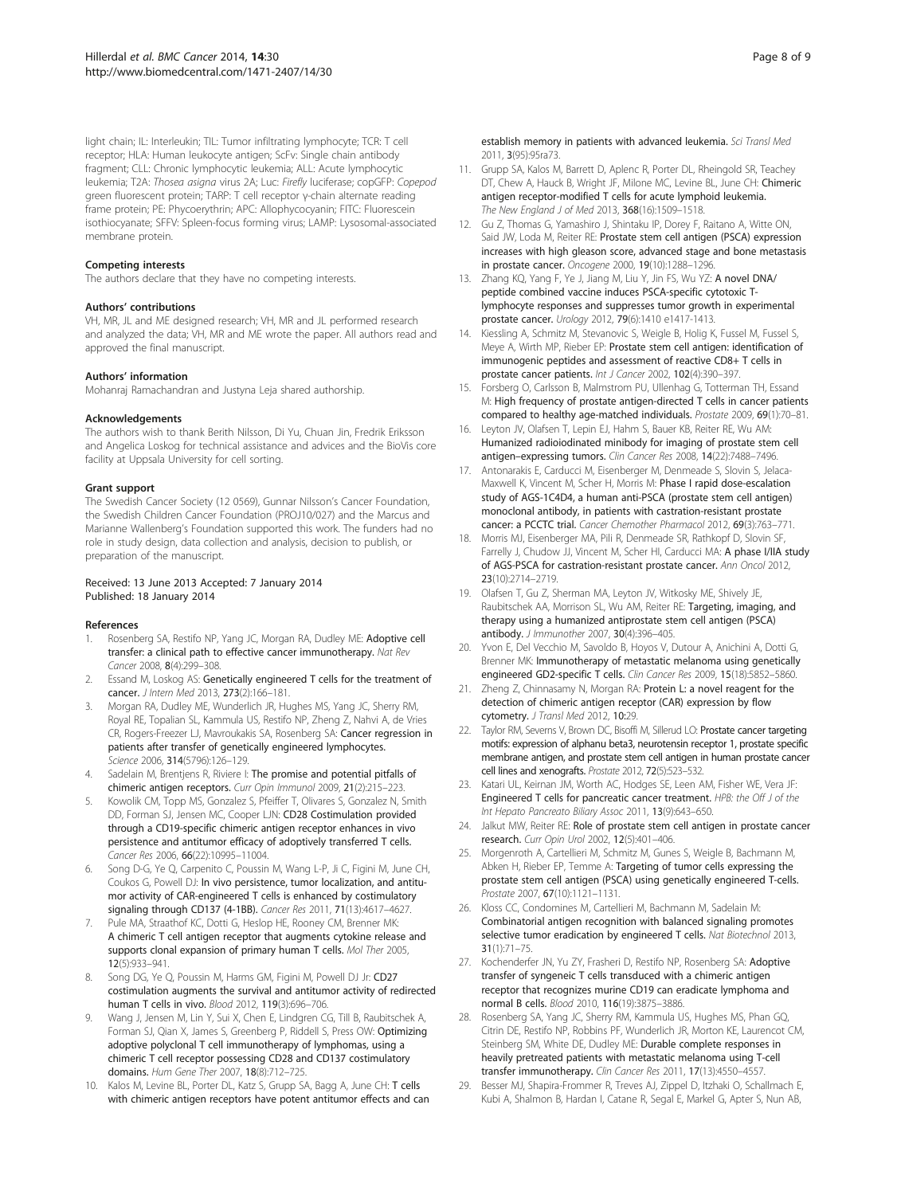light chain; IL: Interleukin; TIL: Tumor infiltrating lymphocyte; TCR: T cell receptor; HLA: Human leukocyte antigen; ScFv: Single chain antibody fragment; CLL: Chronic lymphocytic leukemia; ALL: Acute lymphocytic leukemia; T2A: *Thosea asigna* virus 2A; Luc: *Firefly* luciferase; copGFP: *Copepod* green fluorescent protein; TARP: T cell receptor γ-chain alternate reading frame protein; PE: Phycoerythrin; APC: Allophycocyanin; FITC: Fluorescein isothiocyanate; SFFV: Spleen-focus forming virus; LAMP: Lysosomal-associated membrane protein.

#### Competing interests

The authors declare that they have no competing interests.

#### Authors' contributions

VH, MR, JL and ME designed research; VH, MR and JL performed research and analyzed the data; VH, MR and ME wrote the paper. All authors read and approved the final manuscript.

#### Authors' information

Mohanraj Ramachandran and Justyna Leja shared authorship.

#### Acknowledgements

The authors wish to thank Berith Nilsson, Di Yu, Chuan Jin, Fredrik Eriksson and Angelica Loskog for technical assistance and advices and the BioVis core facility at Uppsala University for cell sorting.

#### Grant support

The Swedish Cancer Society (12 0569), Gunnar Nilsson's Cancer Foundation, the Swedish Children Cancer Foundation (PROJ10/027) and the Marcus and Marianne Wallenberg's Foundation supported this work. The funders had no role in study design, data collection and analysis, decision to publish, or preparation of the manuscript.

Received: 13 June 2013 Accepted: 7 January 2014
Published: 18 January 2014

#### References

1. Rosenberg SA, Restifo NP, Yang JC, Morgan RA, Dudley ME: **Adoptive cell transfer: a clinical path to effective cancer immunotherapy.** *Nat Rev Cancer* 2008, **8**(4):299–308.
2. Essand M, Loskog AS: **Genetically engineered T cells for the treatment of cancer.** *J Intern Med* 2013, **273**(2):166–181.
3. Morgan RA, Dudley ME, Wunderlich JR, Hughes MS, Yang JC, Sherry RM, Royal RE, Topalian SL, Kammula US, Restifo NP, Zheng Z, Nahvi A, de Vries CR, Rogers-Freezer LJ, Mavroukakis SA, Rosenberg SA: **Cancer regression in patients after transfer of genetically engineered lymphocytes.** *Science* 2006, **314**(5796):126–129.
4. Sadelain M, Brentjens R, Riviere I: **The promise and potential pitfalls of chimeric antigen receptors.** *Curr Opin Immunol* 2009, **21**(2):215–223.
5. Kowolik CM, Topp MS, Gonzalez S, Pfeiffer T, Olivares S, Gonzalez N, Smith DD, Forman SJ, Jensen MC, Cooper LJN: **CD28 Costimulation provided through a CD19-specific chimeric antigen receptor enhances in vivo persistence and antitumor efficacy of adoptively transferred T cells.** *Cancer Res* 2006, **66**(22):10995–11004.
6. Song D-G, Ye Q, Carpenito C, Poussin M, Wang L-P, Ji C, Figini M, June CH, Coukos G, Powell DJ: **In vivo persistence, tumor localization, and antitumor activity of CAR-engineered T cells is enhanced by costimulatory signaling through CD137 (4-1BB).** *Cancer Res* 2011, **71**(13):4617–4627.
7. Pule MA, Straathof KC, Dotti G, Heslop HE, Rooney CM, Brenner MK: **A chimeric T cell antigen receptor that augments cytokine release and supports clonal expansion of primary human T cells.** *Mol Ther* 2005, **12**(5):933–941.
8. Song DG, Ye Q, Poussin M, Harms GM, Figini M, Powell DJ Jr: **CD27 costimulation augments the survival and antitumor activity of redirected human T cells in vivo.** *Blood* 2012, **119**(3):696–706.
9. Wang J, Jensen M, Lin Y, Sui X, Chen E, Lindgren CG, Till B, Raubitschek A, Forman SJ, Qian X, James S, Greenberg P, Riddell S, Press OW: **Optimizing adoptive polyclonal T cell immunotherapy of lymphomas, using a chimeric T cell receptor possessing CD28 and CD137 costimulatory domains.** *Hum Gene Ther* 2007, **18**(8):712–725.
10. Kalos M, Levine BL, Porter DL, Katz S, Grupp SA, Bagg A, June CH: **T cells with chimeric antigen receptors have potent antitumor effects and can establish memory in patients with advanced leukemia.** *Sci Transl Med* 2011, **3**(95):95ra73.
11. Grupp SA, Kalos M, Barrett D, Aplenc R, Porter DL, Rheingold SR, Teachey DT, Chew A, Hauck B, Wright JF, Milone MC, Levine BL, June CH: **Chimeric antigen receptor-modified T cells for acute lymphoid leukemia.** *The New England J of Med* 2013, **368**(16):1509–1518.
12. Gu Z, Thomas G, Yamashiro J, Shintaku IP, Dorey F, Raitano A, Witte ON, Said JW, Loda M, Reiter RE: **Prostate stem cell antigen (PSCA) expression increases with high gleason score, advanced stage and bone metastasis in prostate cancer.** *Oncogene* 2000, **19**(10):1288–1296.
13. Zhang KQ, Yang F, Ye J, Jiang M, Liu Y, Jin FS, Wu YZ: **A novel DNA/peptide combined vaccine induces PSCA-specific cytotoxic T-lymphocyte responses and suppresses tumor growth in experimental prostate cancer.** *Urology* 2012, **79**(6):1410 e1417-1413.
14. Kiessling A, Schmitz M, Stevanovic S, Weigle B, Holig K, Fussel M, Fussel S, Meye A, Wirth MP, Rieber EP: **Prostate stem cell antigen: identification of immunogenic peptides and assessment of reactive CD8+ T cells in prostate cancer patients.** *Int J Cancer* 2002, **102**(4):390–397.
15. Forsberg O, Carlsson B, Malmstrom PU, Ullenhag G, Totterman TH, Essand M: **High frequency of prostate antigen-directed T cells in cancer patients compared to healthy age-matched individuals.** *Prostate* 2009, **69**(1):70–81.
16. Leyton JV, Olafsen T, Lepin EJ, Hahm S, Bauer KB, Reiter RE, Wu AM: **Humanized radioiodinated minibody for imaging of prostate stem cell antigen–expressing tumors.** *Clin Cancer Res* 2008, **14**(22):7488–7496.
17. Antonarakis E, Carducci M, Eisenberger M, Denmeade S, Slovin S, Jelaca-Maxwell K, Vincent M, Scher H, Morris M: **Phase I rapid dose-escalation study of AGS-1C4D4, a human anti-PSCA (prostate stem cell antigen) monoclonal antibody, in patients with castration-resistant prostate cancer: a PCCTC trial.** *Cancer Chemother Pharmacol* 2012, **69**(3):763–771.
18. Morris MJ, Eisenberger MA, Pili R, Denmeade SR, Rathkopf D, Slovin SF, Farrelly J, Chudow JJ, Vincent M, Scher HI, Carducci MA: **A phase I/IIA study of AGS-PSCA for castration-resistant prostate cancer.** *Ann Oncol* 2012, **23**(10):2714–2719.
19. Olafsen T, Gu Z, Sherman MA, Leyton JV, Witkosky ME, Shively JE, Raubitschek AA, Morrison SL, Wu AM, Reiter RE: **Targeting, imaging, and therapy using a humanized antiprostate stem cell antigen (PSCA) antibody.** *J Immunother* 2007, **30**(4):396–405.
20. Yvon E, Del Vecchio M, Savoldo B, Hoyos V, Dutour A, Anichini A, Dotti G, Brenner MK: **Immunotherapy of metastatic melanoma using genetically engineered GD2-specific T cells.** *Clin Cancer Res* 2009, **15**(18):5852–5860.
21. Zheng Z, Chinnasamy N, Morgan RA: **Protein L: a novel reagent for the detection of chimeric antigen receptor (CAR) expression by flow cytometry.** *J Transl Med* 2012, **10**:29.
22. Taylor RM, Severns V, Brown DC, Bisoffi M, Sillerud LO: **Prostate cancer targeting motifs: expression of alphanu beta3, neurotensin receptor 1, prostate specific membrane antigen, and prostate stem cell antigen in human prostate cancer cell lines and xenografts.** *Prostate* 2012, **72**(5):523–532.
23. Katari UL, Keirnan JM, Worth AC, Hodges SE, Leen AM, Fisher WE, Vera JF: **Engineered T cells for pancreatic cancer treatment.** *HPB: the Off J of the Int Hepato Pancreato Biliary Assoc* 2011, **13**(9):643–650.
24. Jalkut MW, Reiter RE: **Role of prostate stem cell antigen in prostate cancer research.** *Curr Opin Urol* 2002, **12**(5):401–406.
25. Morgenroth A, Cartellieri M, Schmitz M, Gunes S, Weigle B, Bachmann M, Abken H, Rieber EP, Temme A: **Targeting of tumor cells expressing the prostate stem cell antigen (PSCA) using genetically engineered T-cells.** *Prostate* 2007, **67**(10):1121–1131.
26. Kloss CC, Condomines M, Cartellieri M, Bachmann M, Sadelain M: **Combinatorial antigen recognition with balanced signaling promotes selective tumor eradication by engineered T cells.** *Nat Biotechnol* 2013, **31**(1):71–75.
27. Kochenderfer JN, Yu ZY, Frasheri D, Restifo NP, Rosenberg SA: **Adoptive transfer of syngeneic T cells transduced with a chimeric antigen receptor that recognizes murine CD19 can eradicate lymphoma and normal B cells.** *Blood* 2010, **116**(19):3875–3886.
28. Rosenberg SA, Yang JC, Sherry RM, Kammula US, Hughes MS, Phan GQ, Citrin DE, Restifo NP, Robbins PF, Wunderlich JR, Morton KE, Laurencot CM, Steinberg SM, White DE, Dudley ME: **Durable complete responses in heavily pretreated patients with metastatic melanoma using T-cell transfer immunotherapy.** *Clin Cancer Res* 2011, **17**(13):4550–4557.
29. Besser MJ, Shapira-Frommer R, Treves AJ, Zippel D, Itzhaki O, Schallmach E, Kubi A, Shalmon B, Hardan I, Catane R, Segal E, Markel G, Apter S, Nun AB,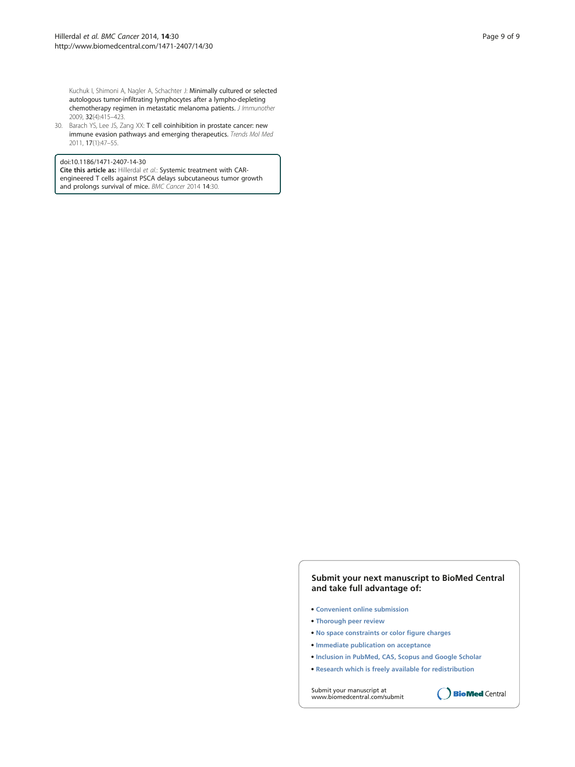Kuchuk I, Shimoni A, Nagler A, Schachter J: **Minimally cultured or selected autologous tumor-infiltrating lymphocytes after a lympho-depleting chemotherapy regimen in metastatic melanoma patients.** *J Immunother* 2009, **32**(4):415–423.

30. Barach YS, Lee JS, Zang XX: **T cell coinhibition in prostate cancer: new immune evasion pathways and emerging therapeutics.** *Trends Mol Med* 2011, **17**(1):47–55.

doi:10.1186/1471-2407-14-30
**Cite this article as:** Hillerdal *et al.*: Systemic treatment with CAR-engineered T cells against PSCA delays subcutaneous tumor growth and prolongs survival of mice. *BMC Cancer* 2014 **14**:30.

**Submit your next manuscript to BioMed Central and take full advantage of:**

- **Convenient online submission**
- **Thorough peer review**
- **No space constraints or color figure charges**
- **Immediate publication on acceptance**
- **Inclusion in PubMed, CAS, Scopus and Google Scholar**
- **Research which is freely available for redistribution**

Submit your manuscript at
www.biomedcentral.com/submit

BioMed Central